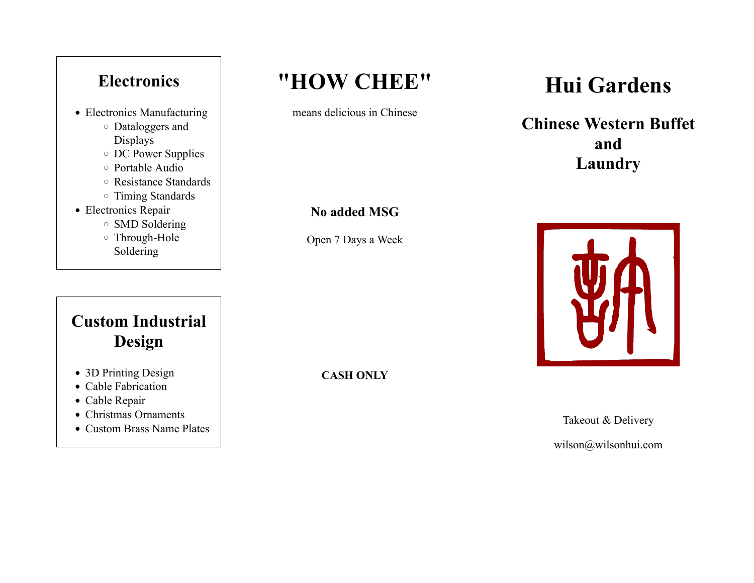## Electronics

- Electronics Manufacturing
  - Dataloggers and Displays
  - DC Power Supplies
  - Portable Audio
  - Resistance Standards
  - Timing Standards
- Electronics Repair
  - SMD Soldering
  - Through-Hole Soldering

## Custom Industrial Design

- 3D Printing Design
- Cable Fabrication
- Cable Repair
- Christmas Ornaments
- Custom Brass Name Plates

# "HOW CHEE"

means delicious in Chinese

**No added MSG**

Open 7 Days a Week

**CASH ONLY**

# Hui Gardens

## Chinese Western Buffet and Laundry

Takeout & Delivery

wilson@wilsonhui.com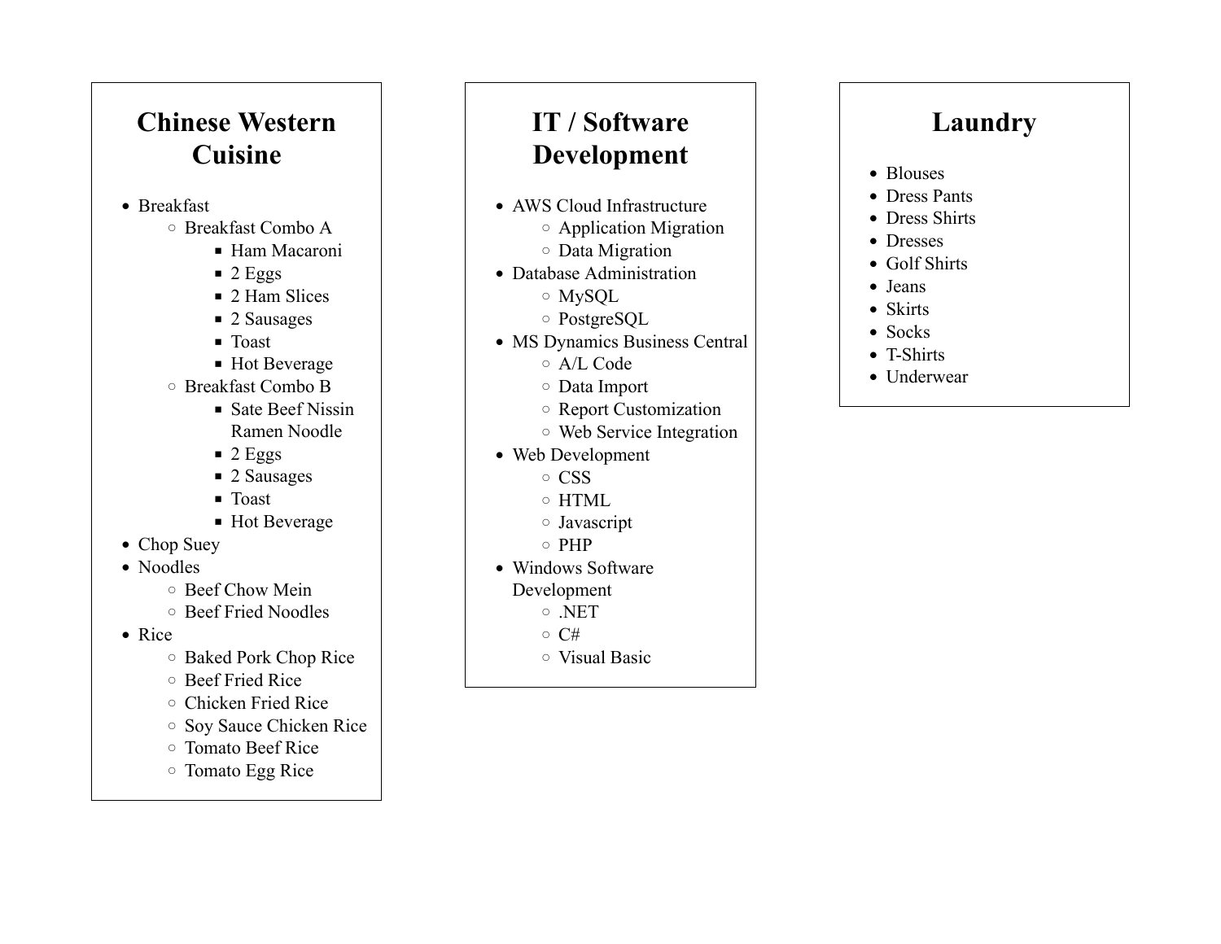## Chinese Western Cuisine

- Breakfast
  - Breakfast Combo A
    - Ham Macaroni
    - 2 Eggs
    - 2 Ham Slices
    - 2 Sausages
    - Toast
    - Hot Beverage
  - Breakfast Combo B
    - Sate Beef Nissin Ramen Noodle
    - 2 Eggs
    - 2 Sausages
    - Toast
    - Hot Beverage
- Chop Suey
- Noodles
  - Beef Chow Mein
  - Beef Fried Noodles
- Rice
  - Baked Pork Chop Rice
  - Beef Fried Rice
  - Chicken Fried Rice
  - Soy Sauce Chicken Rice
  - Tomato Beef Rice
  - Tomato Egg Rice

## IT / Software Development

- AWS Cloud Infrastructure
  - Application Migration
  - Data Migration
- Database Administration
  - MySQL
  - PostgreSQL
- MS Dynamics Business Central
  - A/L Code
  - Data Import
  - Report Customization
  - Web Service Integration
- Web Development
  - CSS
  - HTML
  - Javascript
  - PHP
- Windows Software Development
  - .NET
  - C#
  - Visual Basic

## Laundry

- Blouses
- Dress Pants
- Dress Shirts
- Dresses
- Golf Shirts
- Jeans
- Skirts
- Socks
- T-Shirts
- Underwear